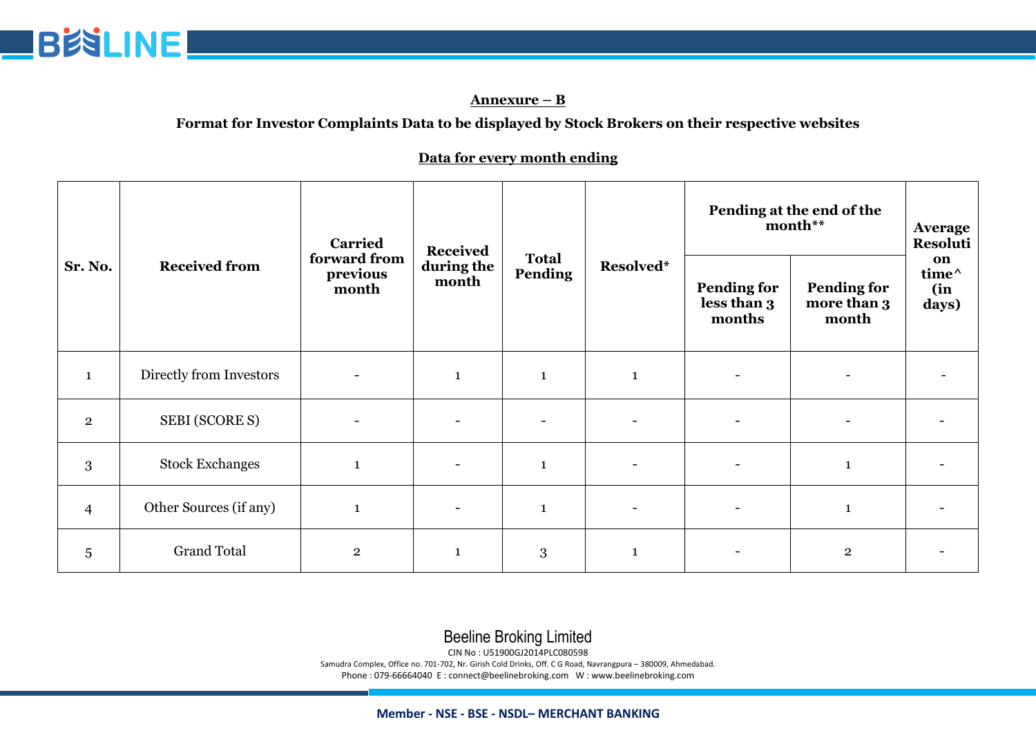**Annexure – B**

**Format for Investor Complaints Data to be displayed by Stock Brokers on their respective websites**

**Data for every month ending**

| Sr. No. | Received from | Carried forward from previous month | Received during the month | Total Pending | Resolved* | Pending at the end of the month** | | Average Resolution time^ (in days) |
|---|---|---|---|---|---|---|---|---|
| | | | | | | Pending for less than 3 months | Pending for more than 3 month | |
| 1 | Directly from Investors | - | 1 | 1 | 1 | - | - | - |
| 2 | SEBI (SCORE S) | - | - | - | - | - | - | - |
| 3 | Stock Exchanges | 1 | - | 1 | - | - | 1 | - |
| 4 | Other Sources (if any) | 1 | - | 1 | - | - | 1 | - |
| 5 | Grand Total | 2 | 1 | 3 | 1 | - | 2 | - |

Beeline Broking Limited
CIN No : U51900GJ2014PLC080598
Samudra Complex, Office no. 701-702, Nr. Girish Cold Drinks, Off. C G Road, Navrangpura – 380009, Ahmedabad.
Phone : 079-66664040 E : connect@beelinebroking.com W : www.beelinebroking.com

**Member - NSE - BSE - NSDL– MERCHANT BANKING**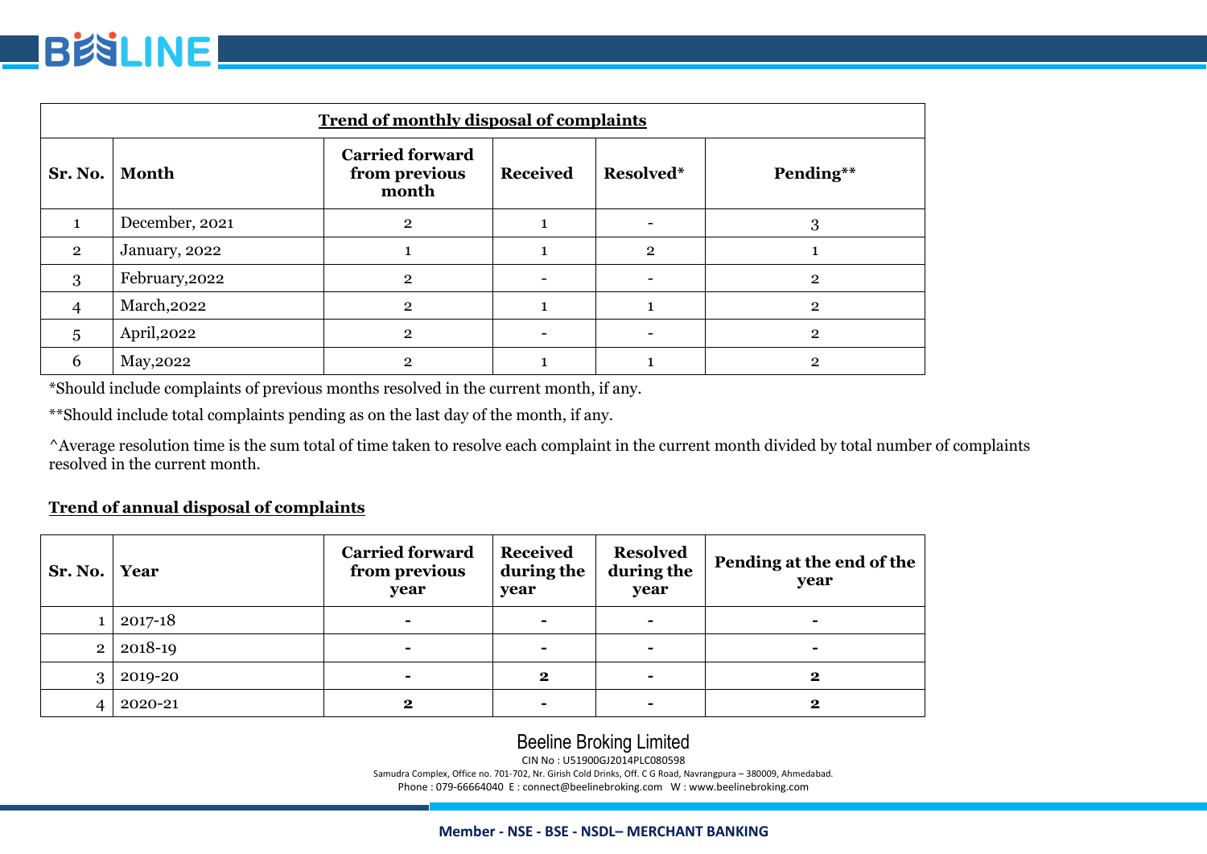**Trend of monthly disposal of complaints**

| Sr. No. | Month | Carried forward from previous month | Received | Resolved* | Pending** |
|---|---|---|---|---|---|
| 1 | December, 2021 | 2 | 1 | - | 3 |
| 2 | January, 2022 | 1 | 1 | 2 | 1 |
| 3 | February,2022 | 2 | - | - | 2 |
| 4 | March,2022 | 2 | 1 | 1 | 2 |
| 5 | April,2022 | 2 | - | - | 2 |
| 6 | May,2022 | 2 | 1 | 1 | 2 |

*Should include complaints of previous months resolved in the current month, if any.

**Should include total complaints pending as on the last day of the month, if any.

^Average resolution time is the sum total of time taken to resolve each complaint in the current month divided by total number of complaints resolved in the current month.

**Trend of annual disposal of complaints**

| Sr. No. | Year | Carried forward from previous year | Received during the year | Resolved during the year | Pending at the end of the year |
|---|---|---|---|---|---|
| 1 | 2017-18 | - | - | - | - |
| 2 | 2018-19 | - | - | - | - |
| 3 | 2019-20 | - | **2** | - | **2** |
| 4 | 2020-21 | **2** | - | - | **2** |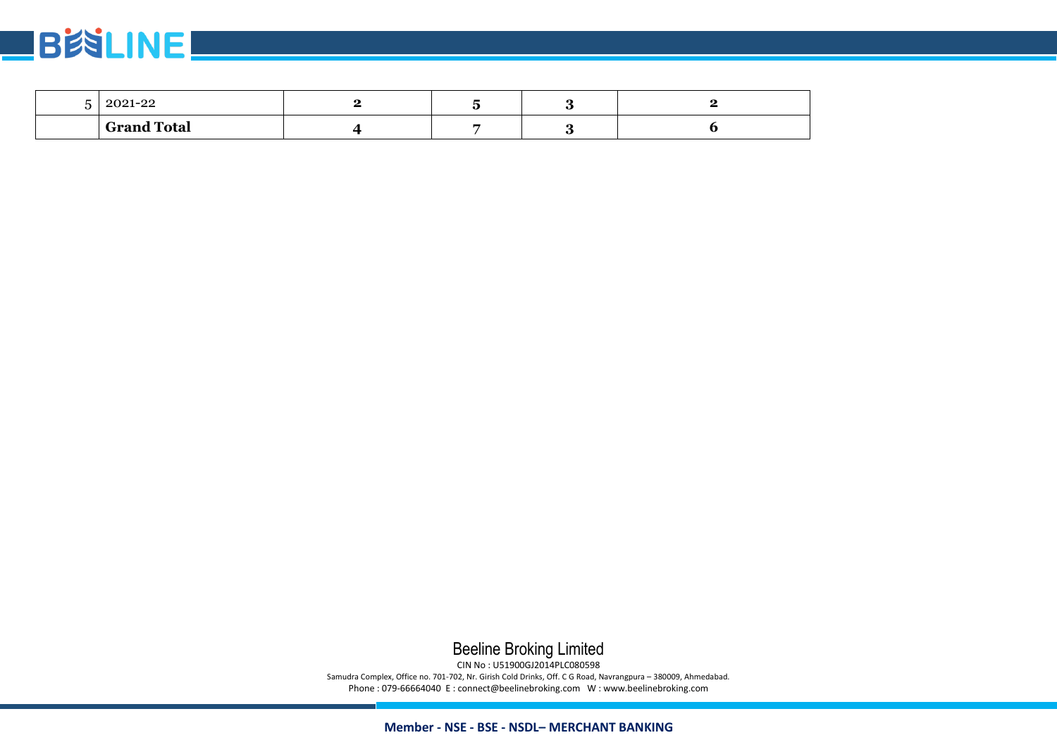| | | | | | |
|---|---|---|---|---|---|
| 5 | 2021-22 | **2** | **5** | **3** | **2** |
| | **Grand Total** | **4** | **7** | **3** | **6** |

Beeline Broking Limited

CIN No : U51900GJ2014PLC080598

Samudra Complex, Office no. 701-702, Nr. Girish Cold Drinks, Off. C G Road, Navrangpura – 380009, Ahmedabad.

Phone : 079-66664040 E : connect@beelinebroking.com W : www.beelinebroking.com

**Member - NSE - BSE - NSDL– MERCHANT BANKING**